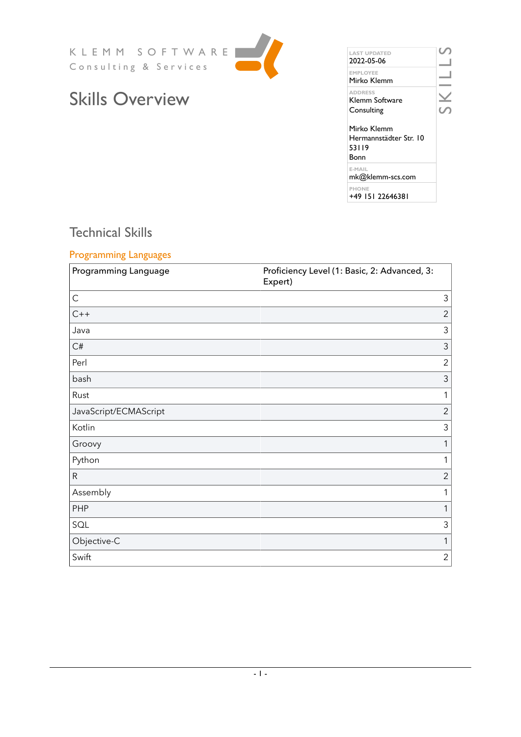KLEMM SOFTWARE
Consulting & Services

# Skills Overview

SKILLS

| LAST UPDATED |
|---|
| 2022-05-06 |
| EMPLOYEE |
| Mirko Klemm |
| ADDRESS |
| Klemm Software Consulting<br><br>Mirko Klemm<br>Hermannstädter Str. 10<br>53119<br>Bonn |
| E-MAIL |
| mk@klemm-scs.com |
| PHONE |
| +49 151 22646381 |

## Technical Skills

### Programming Languages

| Programming Language | Proficiency Level (1: Basic, 2: Advanced, 3: Expert) |
|---|---|
| C | 3 |
| C++ | 2 |
| Java | 3 |
| C# | 3 |
| Perl | 2 |
| bash | 3 |
| Rust | 1 |
| JavaScript/ECMAScript | 2 |
| Kotlin | 3 |
| Groovy | 1 |
| Python | 1 |
| R | 2 |
| Assembly | 1 |
| PHP | 1 |
| SQL | 3 |
| Objective-C | 1 |
| Swift | 2 |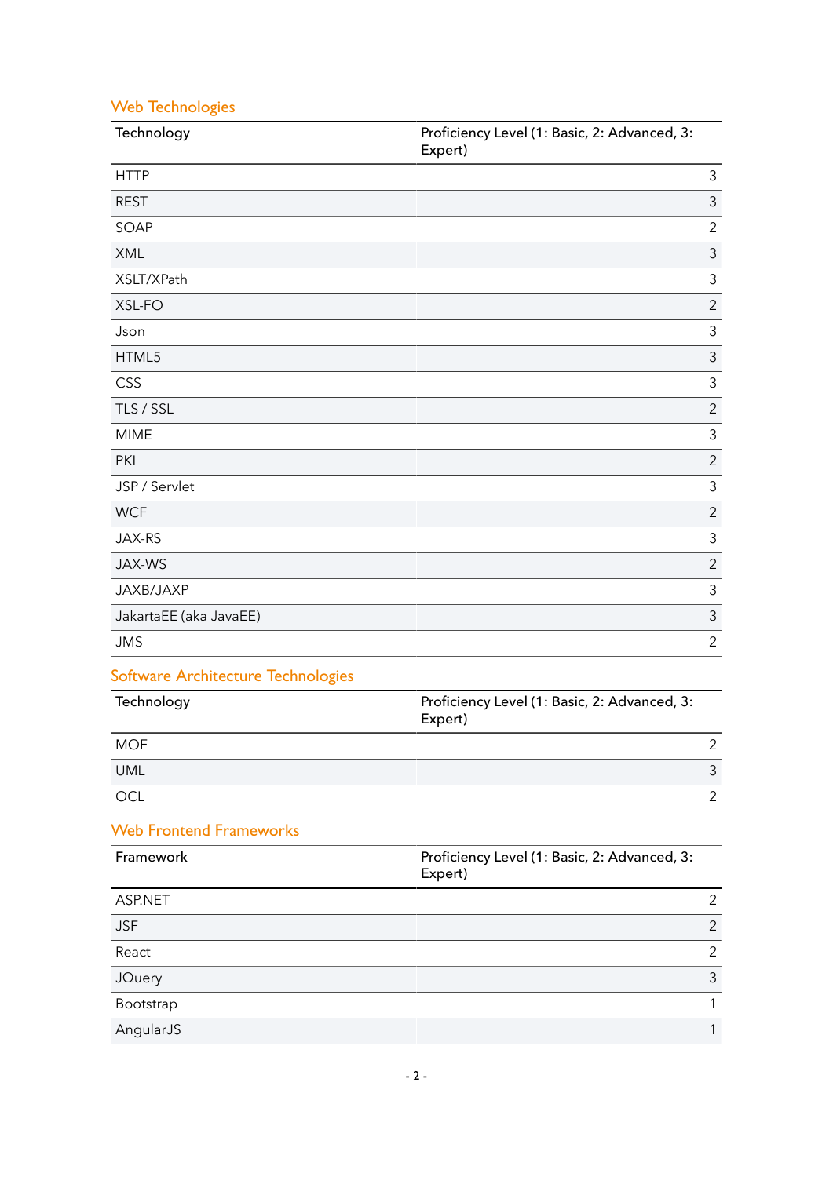### Web Technologies

| Technology | Proficiency Level (1: Basic, 2: Advanced, 3: Expert) |
|---|---|
| HTTP | 3 |
| REST | 3 |
| SOAP | 2 |
| XML | 3 |
| XSLT/XPath | 3 |
| XSL-FO | 2 |
| Json | 3 |
| HTML5 | 3 |
| CSS | 3 |
| TLS / SSL | 2 |
| MIME | 3 |
| PKI | 2 |
| JSP / Servlet | 3 |
| WCF | 2 |
| JAX-RS | 3 |
| JAX-WS | 2 |
| JAXB/JAXP | 3 |
| JakartaEE (aka JavaEE) | 3 |
| JMS | 2 |

### Software Architecture Technologies

| Technology | Proficiency Level (1: Basic, 2: Advanced, 3: Expert) |
|---|---|
| MOF | 2 |
| UML | 3 |
| OCL | 2 |

### Web Frontend Frameworks

| Framework | Proficiency Level (1: Basic, 2: Advanced, 3: Expert) |
|---|---|
| ASP.NET | 2 |
| JSF | 2 |
| React | 2 |
| JQuery | 3 |
| Bootstrap | 1 |
| AngularJS | 1 |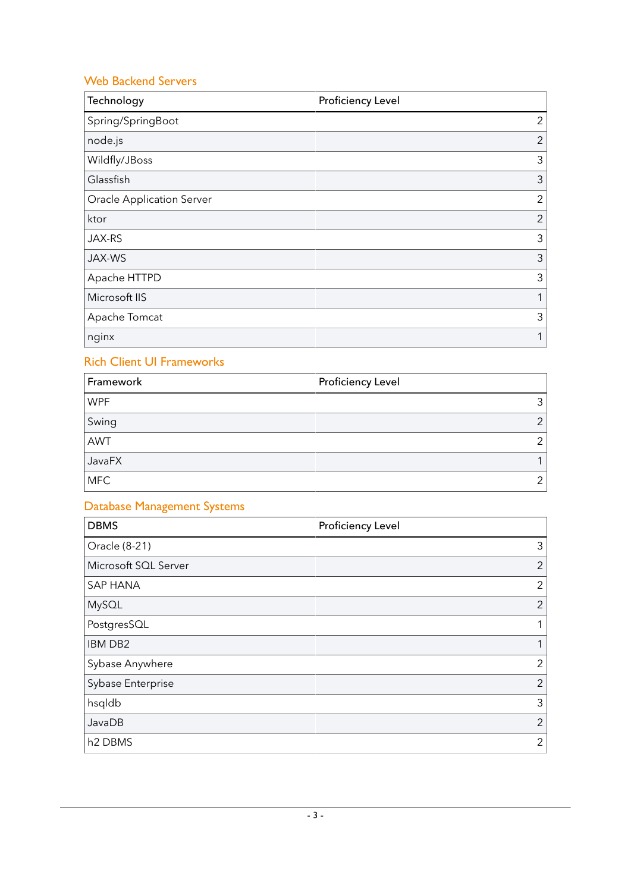### Web Backend Servers

| Technology | Proficiency Level |
| --- | --- |
| Spring/SpringBoot | 2 |
| node.js | 2 |
| Wildfly/JBoss | 3 |
| Glassfish | 3 |
| Oracle Application Server | 2 |
| ktor | 2 |
| JAX-RS | 3 |
| JAX-WS | 3 |
| Apache HTTPD | 3 |
| Microsoft IIS | 1 |
| Apache Tomcat | 3 |
| nginx | 1 |

### Rich Client UI Frameworks

| Framework | Proficiency Level |
| --- | --- |
| WPF | 3 |
| Swing | 2 |
| AWT | 2 |
| JavaFX | 1 |
| MFC | 2 |

### Database Management Systems

| DBMS | Proficiency Level |
| --- | --- |
| Oracle (8-21) | 3 |
| Microsoft SQL Server | 2 |
| SAP HANA | 2 |
| MySQL | 2 |
| PostgresSQL | 1 |
| IBM DB2 | 1 |
| Sybase Anywhere | 2 |
| Sybase Enterprise | 2 |
| hsqldb | 3 |
| JavaDB | 2 |
| h2 DBMS | 2 |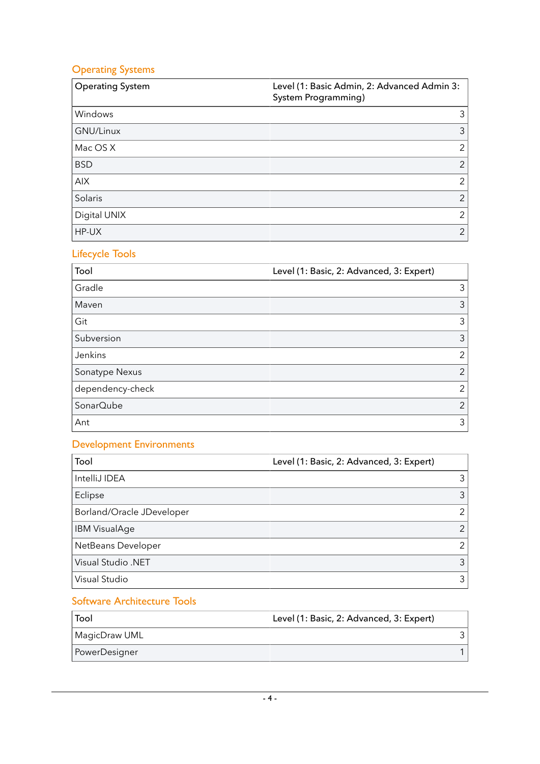## Operating Systems

| Operating System | Level (1: Basic Admin, 2: Advanced Admin 3: System Programming) |
|---|---|
| Windows | 3 |
| GNU/Linux | 3 |
| Mac OS X | 2 |
| BSD | 2 |
| AIX | 2 |
| Solaris | 2 |
| Digital UNIX | 2 |
| HP-UX | 2 |

## Lifecycle Tools

| Tool | Level (1: Basic, 2: Advanced, 3: Expert) |
|---|---|
| Gradle | 3 |
| Maven | 3 |
| Git | 3 |
| Subversion | 3 |
| Jenkins | 2 |
| Sonatype Nexus | 2 |
| dependency-check | 2 |
| SonarQube | 2 |
| Ant | 3 |

## Development Environments

| Tool | Level (1: Basic, 2: Advanced, 3: Expert) |
|---|---|
| IntelliJ IDEA | 3 |
| Eclipse | 3 |
| Borland/Oracle JDeveloper | 2 |
| IBM VisualAge | 2 |
| NetBeans Developer | 2 |
| Visual Studio .NET | 3 |
| Visual Studio | 3 |

## Software Architecture Tools

| Tool | Level (1: Basic, 2: Advanced, 3: Expert) |
|---|---|
| MagicDraw UML | 3 |
| PowerDesigner | 1 |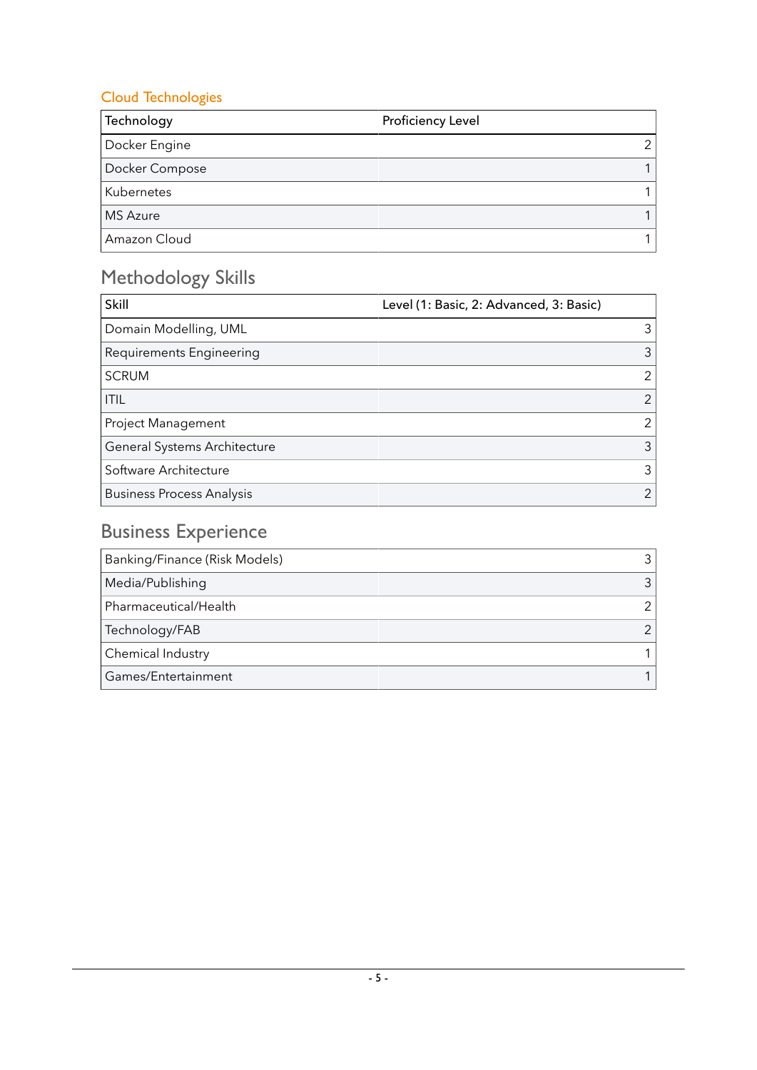### Cloud Technologies

| Technology | Proficiency Level |
|---|---|
| Docker Engine | 2 |
| Docker Compose | 1 |
| Kubernetes | 1 |
| MS Azure | 1 |
| Amazon Cloud | 1 |

## Methodology Skills

| Skill | Level (1: Basic, 2: Advanced, 3: Basic) |
|---|---|
| Domain Modelling, UML | 3 |
| Requirements Engineering | 3 |
| SCRUM | 2 |
| ITIL | 2 |
| Project Management | 2 |
| General Systems Architecture | 3 |
| Software Architecture | 3 |
| Business Process Analysis | 2 |

## Business Experience

| | |
|---|---|
| Banking/Finance (Risk Models) | 3 |
| Media/Publishing | 3 |
| Pharmaceutical/Health | 2 |
| Technology/FAB | 2 |
| Chemical Industry | 1 |
| Games/Entertainment | 1 |